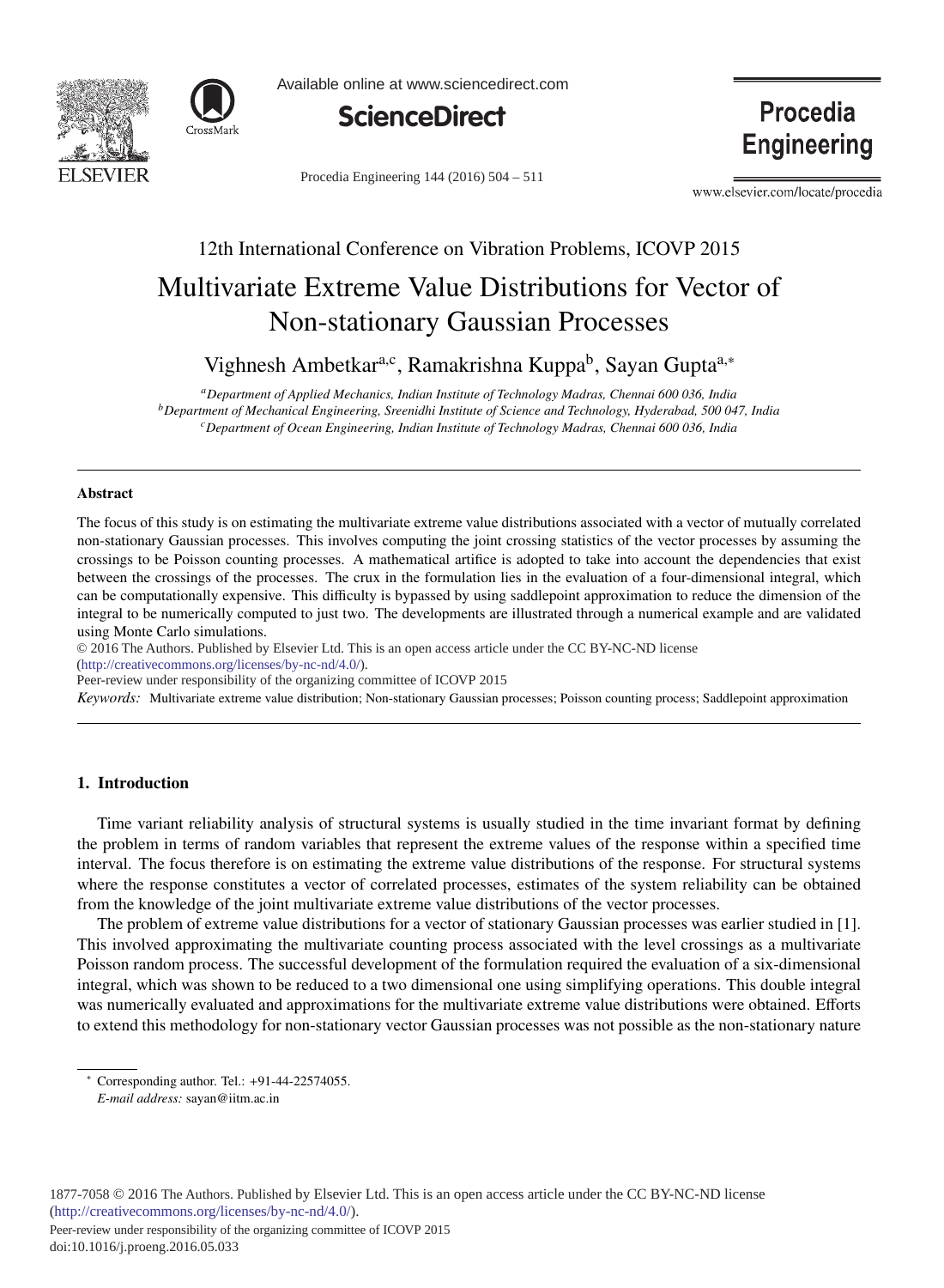12th International Conference on Vibration Problems, ICOVP 2015

# Multivariate Extreme Value Distributions for Vector of Non-stationary Gaussian Processes

Vighnesh Ambetkar[a,c], Ramakrishna Kuppa[b], Sayan Gupta[a,*]

[a] *Department of Applied Mechanics, Indian Institute of Technology Madras, Chennai 600 036, India*
[b] *Department of Mechanical Engineering, Sreenidhi Institute of Science and Technology, Hyderabad, 500 047, India*
[c] *Department of Ocean Engineering, Indian Institute of Technology Madras, Chennai 600 036, India*

---

**Abstract**

The focus of this study is on estimating the multivariate extreme value distributions associated with a vector of mutually correlated non-stationary Gaussian processes. This involves computing the joint crossing statistics of the vector processes by assuming the crossings to be Poisson counting processes. A mathematical artifice is adopted to take into account the dependencies that exist between the crossings of the processes. The crux in the formulation lies in the evaluation of a four-dimensional integral, which can be computationally expensive. This difficulty is bypassed by using saddlepoint approximation to reduce the dimension of the integral to be numerically computed to just two. The developments are illustrated through a numerical example and are validated using Monte Carlo simulations.

© 2016 The Authors. Published by Elsevier Ltd. This is an open access article under the CC BY-NC-ND license (http://creativecommons.org/licenses/by-nc-nd/4.0/).

Peer-review under responsibility of the organizing committee of ICOVP 2015

*Keywords:* Multivariate extreme value distribution; Non-stationary Gaussian processes; Poisson counting process; Saddlepoint approximation

---

## 1. Introduction

Time variant reliability analysis of structural systems is usually studied in the time invariant format by defining the problem in terms of random variables that represent the extreme values of the response within a specified time interval. The focus therefore is on estimating the extreme value distributions of the response. For structural systems where the response constitutes a vector of correlated processes, estimates of the system reliability can be obtained from the knowledge of the joint multivariate extreme value distributions of the vector processes.

The problem of extreme value distributions for a vector of stationary Gaussian processes was earlier studied in [1]. This involved approximating the multivariate counting process associated with the level crossings as a multivariate Poisson random process. The successful development of the formulation required the evaluation of a six-dimensional integral, which was shown to be reduced to a two dimensional one using simplifying operations. This double integral was numerically evaluated and approximations for the multivariate extreme value distributions were obtained. Efforts to extend this methodology for non-stationary vector Gaussian processes was not possible as the non-stationary nature

---

* Corresponding author. Tel.: +91-44-22574055.
*E-mail address:* sayan@iitm.ac.in

1877-7058 © 2016 The Authors. Published by Elsevier Ltd. This is an open access article under the CC BY-NC-ND license (http://creativecommons.org/licenses/by-nc-nd/4.0/).
Peer-review under responsibility of the organizing committee of ICOVP 2015
doi:10.1016/j.proeng.2016.05.033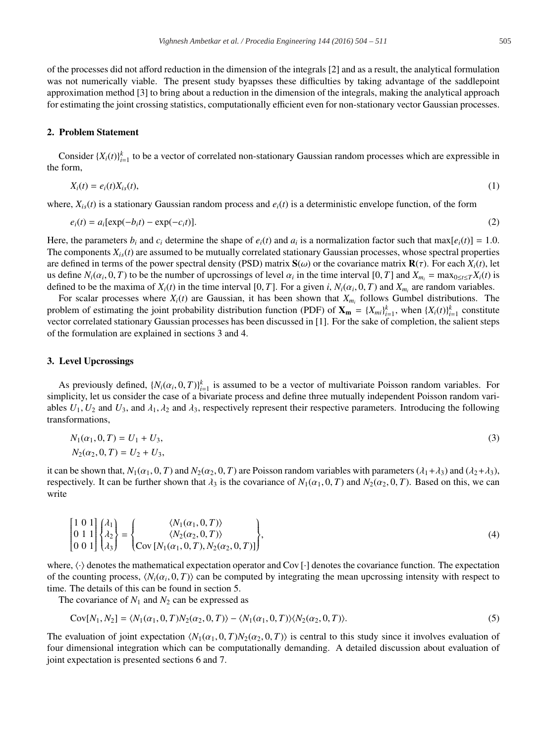of the processes did not afford reduction in the dimension of the integrals [2] and as a result, the analytical formulation was not numerically viable. The present study byapsses these difficulties by taking advantage of the saddlepoint approximation method [3] to bring about a reduction in the dimension of the integrals, making the analytical approach for estimating the joint crossing statistics, computationally efficient even for non-stationary vector Gaussian processes.

## 2. Problem Statement

Consider $\{X_i(t)\}_{i=1}^k$ to be a vector of correlated non-stationary Gaussian random processes which are expressible in the form,

$$X_i(t) = e_i(t)X_{is}(t), \tag{1}$$

where, $X_{is}(t)$ is a stationary Gaussian random process and $e_i(t)$ is a deterministic envelope function, of the form

$$e_i(t) = a_i[\exp(-b_i t) - \exp(-c_i t)]. \tag{2}$$

Here, the parameters $b_i$ and $c_i$ determine the shape of $e_i(t)$ and $a_i$ is a normalization factor such that $\max[e_i(t)] = 1.0$. The components $X_{is}(t)$ are assumed to be mutually correlated stationary Gaussian processes, whose spectral properties are defined in terms of the power spectral density (PSD) matrix $\mathbf{S}(\omega)$ or the covariance matrix $\mathbf{R}(\tau)$. For each $X_i(t)$, let us define $N_i(\alpha_i, 0, T)$ to be the number of upcrossings of level $\alpha_i$ in the time interval $[0, T]$ and $X_{m_i} = \max_{0 \le t \le T} X_i(t)$ is defined to be the maxima of $X_i(t)$ in the time interval $[0, T]$. For a given $i$, $N_i(\alpha_i, 0, T)$ and $X_{m_i}$ are random variables.

For scalar processes where $X_i(t)$ are Gaussian, it has been shown that $X_{m_i}$ follows Gumbel distributions. The problem of estimating the joint probability distribution function (PDF) of $\mathbf{X_m} = \{X_{mi}\}_{i=1}^k$, when $\{X_i(t)\}_{i=1}^k$ constitute vector correlated stationary Gaussian processes has been discussed in [1]. For the sake of completion, the salient steps of the formulation are explained in sections 3 and 4.

## 3. Level Upcrossings

As previously defined, $\{N_i(\alpha_i, 0, T)\}_{i=1}^k$ is assumed to be a vector of multivariate Poisson random variables. For simplicity, let us consider the case of a bivariate process and define three mutually independent Poisson random variables $U_1, U_2$ and $U_3$, and $\lambda_1, \lambda_2$ and $\lambda_3$, respectively represent their respective parameters. Introducing the following transformations,

$$\begin{aligned} N_1(\alpha_1, 0, T) &= U_1 + U_3, \\ N_2(\alpha_2, 0, T) &= U_2 + U_3, \end{aligned} \tag{3}$$

it can be shown that, $N_1(\alpha_1, 0, T)$ and $N_2(\alpha_2, 0, T)$ are Poisson random variables with parameters $(\lambda_1 + \lambda_3)$ and $(\lambda_2 + \lambda_3)$, respectively. It can be further shown that $\lambda_3$ is the covariance of $N_1(\alpha_1, 0, T)$ and $N_2(\alpha_2, 0, T)$. Based on this, we can write

$$\begin{bmatrix} 1 & 0 & 1 \\ 0 & 1 & 1 \\ 0 & 0 & 1 \end{bmatrix} \begin{Bmatrix} \lambda_1 \\ \lambda_2 \\ \lambda_3 \end{Bmatrix} = \begin{Bmatrix} \langle N_1(\alpha_1, 0, T) \rangle \\ \langle N_2(\alpha_2, 0, T) \rangle \\ \text{Cov}\,[N_1(\alpha_1, 0, T), N_2(\alpha_2, 0, T)] \end{Bmatrix}, \tag{4}$$

where, $\langle \cdot \rangle$ denotes the mathematical expectation operator and Cov $[\cdot]$ denotes the covariance function. The expectation of the counting process, $\langle N_i(\alpha_i, 0, T) \rangle$ can be computed by integrating the mean upcrossing intensity with respect to time. The details of this can be found in section 5.

The covariance of $N_1$ and $N_2$ can be expressed as

$$\text{Cov}[N_1, N_2] = \langle N_1(\alpha_1, 0, T) N_2(\alpha_2, 0, T) \rangle - \langle N_1(\alpha_1, 0, T) \rangle \langle N_2(\alpha_2, 0, T) \rangle. \tag{5}$$

The evaluation of joint expectation $\langle N_1(\alpha_1, 0, T) N_2(\alpha_2, 0, T) \rangle$ is central to this study since it involves evaluation of four dimensional integration which can be computationally demanding. A detailed discussion about evaluation of joint expectation is presented sections 6 and 7.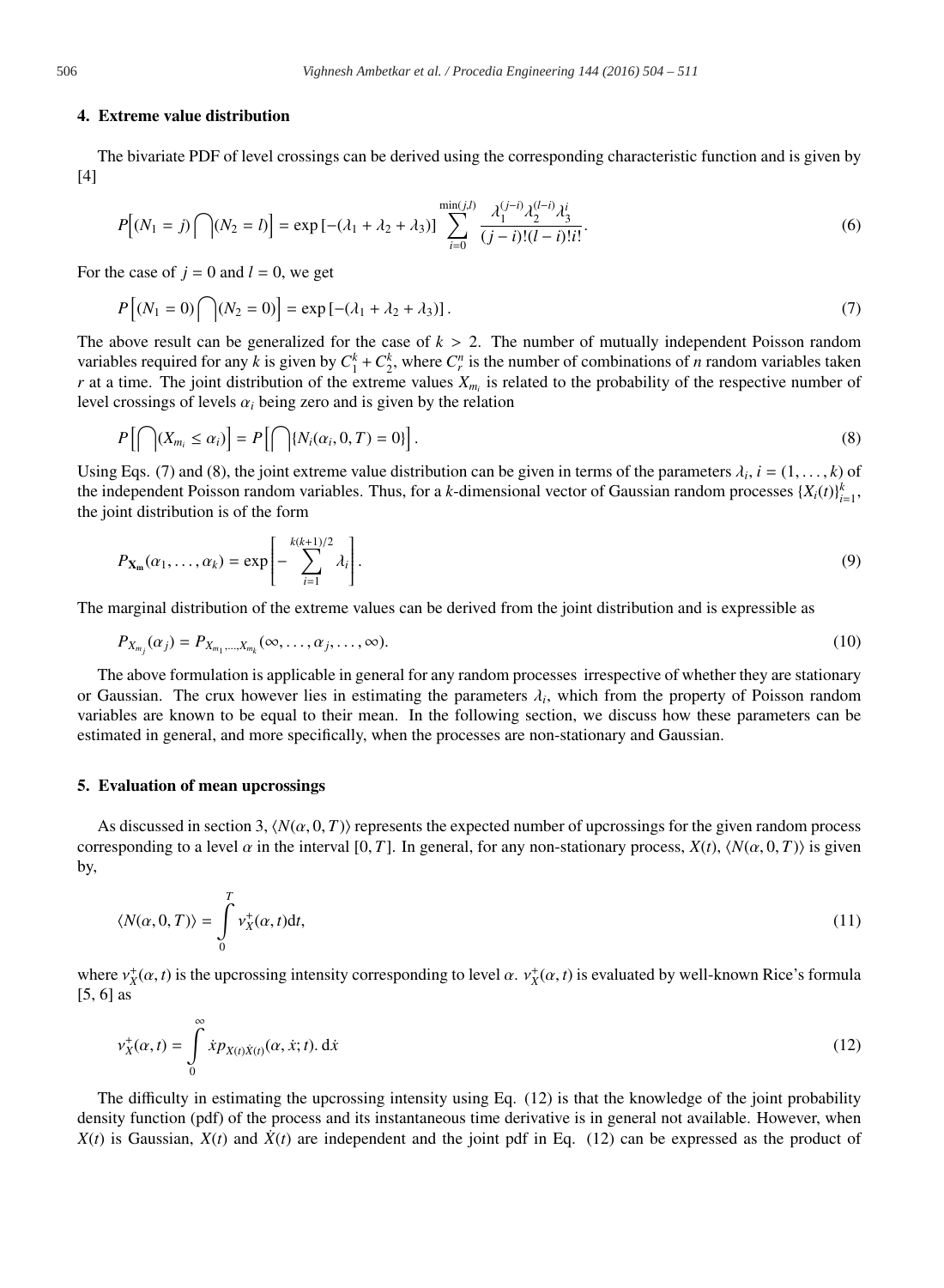## 4. Extreme value distribution

The bivariate PDF of level crossings can be derived using the corresponding characteristic function and is given by [4]

$$P\Big[(N_1 = j)\bigcap(N_2 = l)\Big] = \exp\left[-(\lambda_1 + \lambda_2 + \lambda_3)\right] \sum_{i=0}^{\min(j,l)} \frac{\lambda_1^{(j-i)}\lambda_2^{(l-i)}\lambda_3^{i}}{(j-i)!(l-i)!i!}. \tag{6}$$

For the case of $j = 0$ and $l = 0$, we get

$$P\left[(N_1 = 0)\bigcap(N_2 = 0)\right] = \exp\left[-(\lambda_1 + \lambda_2 + \lambda_3)\right]. \tag{7}$$

The above result can be generalized for the case of $k > 2$. The number of mutually independent Poisson random variables required for any $k$ is given by $C_1^k + C_2^k$, where $C_r^n$ is the number of combinations of $n$ random variables taken $r$ at a time. The joint distribution of the extreme values $X_{m_i}$ is related to the probability of the respective number of level crossings of levels $\alpha_i$ being zero and is given by the relation

$$P\left[\bigcap(X_{m_i} \le \alpha_i)\right] = P\left[\bigcap\{N_i(\alpha_i, 0, T) = 0\}\right]. \tag{8}$$

Using Eqs. (7) and (8), the joint extreme value distribution can be given in terms of the parameters $\lambda_i, i = (1, \ldots, k)$ of the independent Poisson random variables. Thus, for a $k$-dimensional vector of Gaussian random processes $\{X_i(t)\}_{i=1}^k$, the joint distribution is of the form

$$P_{\mathbf{X_m}}(\alpha_1, \ldots, \alpha_k) = \exp\left[-\sum_{i=1}^{k(k+1)/2} \lambda_i\right]. \tag{9}$$

The marginal distribution of the extreme values can be derived from the joint distribution and is expressible as

$$P_{X_{m_j}}(\alpha_j) = P_{X_{m_1},\ldots,X_{m_k}}(\infty, \ldots, \alpha_j, \ldots, \infty). \tag{10}$$

The above formulation is applicable in general for any random processes irrespective of whether they are stationary or Gaussian. The crux however lies in estimating the parameters $\lambda_i$, which from the property of Poisson random variables are known to be equal to their mean. In the following section, we discuss how these parameters can be estimated in general, and more specifically, when the processes are non-stationary and Gaussian.

## 5. Evaluation of mean upcrossings

As discussed in section 3, $\langle N(\alpha, 0, T)\rangle$ represents the expected number of upcrossings for the given random process corresponding to a level $\alpha$ in the interval $[0, T]$. In general, for any non-stationary process, $X(t)$, $\langle N(\alpha, 0, T)\rangle$ is given by,

$$\langle N(\alpha, 0, T)\rangle = \int_0^T \nu_X^+(\alpha, t)\mathrm{d}t, \tag{11}$$

where $\nu_X^+(\alpha, t)$ is the upcrossing intensity corresponding to level $\alpha$. $\nu_X^+(\alpha, t)$ is evaluated by well-known Rice's formula [5, 6] as

$$\nu_X^+(\alpha, t) = \int_0^\infty \dot{x} p_{X(t)\dot{X}(t)}(\alpha, \dot{x}; t).\,\mathrm{d}\dot{x} \tag{12}$$

The difficulty in estimating the upcrossing intensity using Eq. (12) is that the knowledge of the joint probability density function (pdf) of the process and its instantaneous time derivative is in general not available. However, when $X(t)$ is Gaussian, $X(t)$ and $\dot{X}(t)$ are independent and the joint pdf in Eq. (12) can be expressed as the product of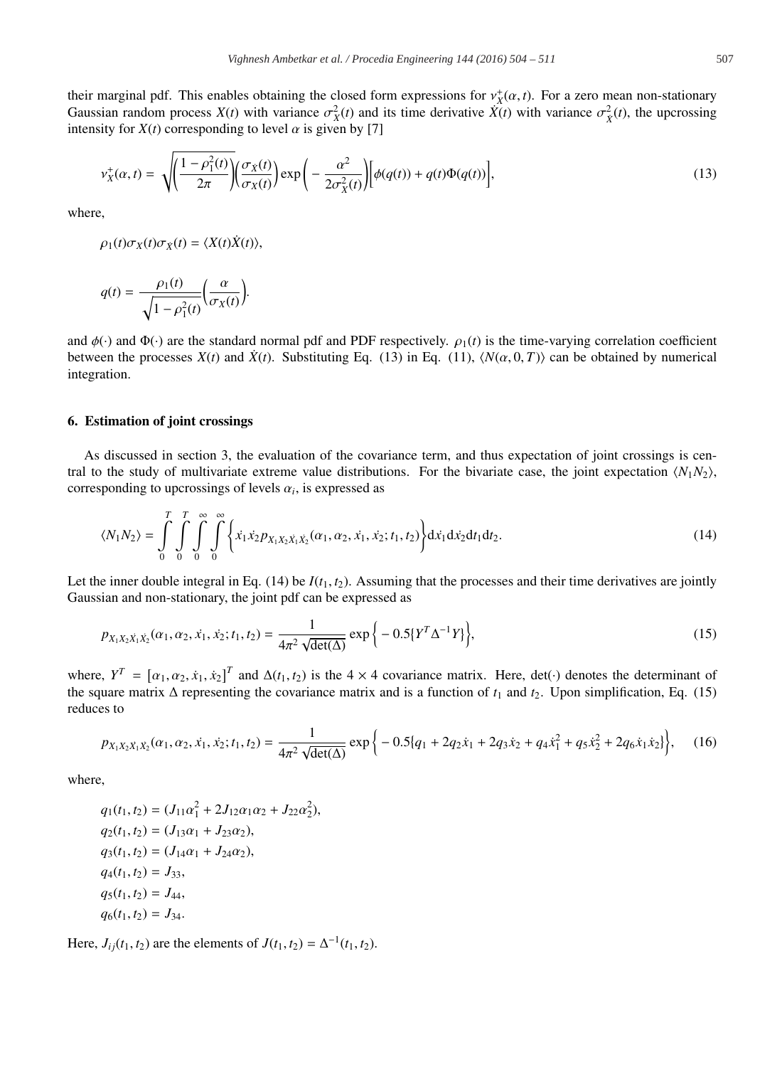their marginal pdf. This enables obtaining the closed form expressions for $\nu_X^+(\alpha, t)$. For a zero mean non-stationary Gaussian random process $X(t)$ with variance $\sigma_X^2(t)$ and its time derivative $\dot{X}(t)$ with variance $\sigma_{\dot{X}}^2(t)$, the upcrossing intensity for $X(t)$ corresponding to level $\alpha$ is given by [7]

$$\nu_X^+(\alpha, t) = \sqrt{\left(\frac{1-\rho_1^2(t)}{2\pi}\right)}\left(\frac{\sigma_{\dot{X}}(t)}{\sigma_X(t)}\right)\exp\left(-\frac{\alpha^2}{2\sigma_X^2(t)}\right)\Big[\phi(q(t)) + q(t)\Phi(q(t))\Big], \tag{13}$$

where,

$$\rho_1(t)\sigma_X(t)\sigma_{\dot{X}}(t) = \langle X(t)\dot{X}(t)\rangle,$$

$$q(t) = \frac{\rho_1(t)}{\sqrt{1-\rho_1^2(t)}}\left(\frac{\alpha}{\sigma_X(t)}\right).$$

and $\phi(\cdot)$ and $\Phi(\cdot)$ are the standard normal pdf and PDF respectively. $\rho_1(t)$ is the time-varying correlation coefficient between the processes $X(t)$ and $\dot{X}(t)$. Substituting Eq. (13) in Eq. (11), $\langle N(\alpha, 0, T)\rangle$ can be obtained by numerical integration.

## 6. Estimation of joint crossings

As discussed in section 3, the evaluation of the covariance term, and thus expectation of joint crossings is central to the study of multivariate extreme value distributions. For the bivariate case, the joint expectation $\langle N_1 N_2\rangle$, corresponding to upcrossings of levels $\alpha_i$, is expressed as

$$\langle N_1 N_2\rangle = \int_0^T\int_0^T\int_0^\infty\int_0^\infty \Big\{\dot{x}_1\dot{x}_2 p_{X_1X_2\dot{X}_1\dot{X}_2}(\alpha_1, \alpha_2, \dot{x}_1, \dot{x}_2; t_1, t_2)\Big\}\mathrm{d}\dot{x}_1\mathrm{d}\dot{x}_2\mathrm{d}t_1\mathrm{d}t_2. \tag{14}$$

Let the inner double integral in Eq. (14) be $I(t_1, t_2)$. Assuming that the processes and their time derivatives are jointly Gaussian and non-stationary, the joint pdf can be expressed as

$$p_{X_1X_2\dot{X}_1\dot{X}_2}(\alpha_1, \alpha_2, \dot{x}_1, \dot{x}_2; t_1, t_2) = \frac{1}{4\pi^2\sqrt{\det(\Delta)}}\exp\Big\{-0.5\{Y^T\Delta^{-1}Y\}\Big\}, \tag{15}$$

where, $Y^T = [\alpha_1, \alpha_2, \dot{x}_1, \dot{x}_2]^T$ and $\Delta(t_1, t_2)$ is the $4\times 4$ covariance matrix. Here, $\det(\cdot)$ denotes the determinant of the square matrix $\Delta$ representing the covariance matrix and is a function of $t_1$ and $t_2$. Upon simplification, Eq. (15) reduces to

$$p_{X_1X_2\dot{X}_1\dot{X}_2}(\alpha_1, \alpha_2, \dot{x}_1, \dot{x}_2; t_1, t_2) = \frac{1}{4\pi^2\sqrt{\det(\Delta)}}\exp\Big\{-0.5\{q_1 + 2q_2\dot{x}_1 + 2q_3\dot{x}_2 + q_4\dot{x}_1^2 + q_5\dot{x}_2^2 + 2q_6\dot{x}_1\dot{x}_2\}\Big\}, \tag{16}$$

where,

$$q_1(t_1, t_2) = (J_{11}\alpha_1^2 + 2J_{12}\alpha_1\alpha_2 + J_{22}\alpha_2^2),$$
$$q_2(t_1, t_2) = (J_{13}\alpha_1 + J_{23}\alpha_2),$$
$$q_3(t_1, t_2) = (J_{14}\alpha_1 + J_{24}\alpha_2),$$
$$q_4(t_1, t_2) = J_{33},$$
$$q_5(t_1, t_2) = J_{44},$$
$$q_6(t_1, t_2) = J_{34}.$$

Here, $J_{ij}(t_1, t_2)$ are the elements of $J(t_1, t_2) = \Delta^{-1}(t_1, t_2)$.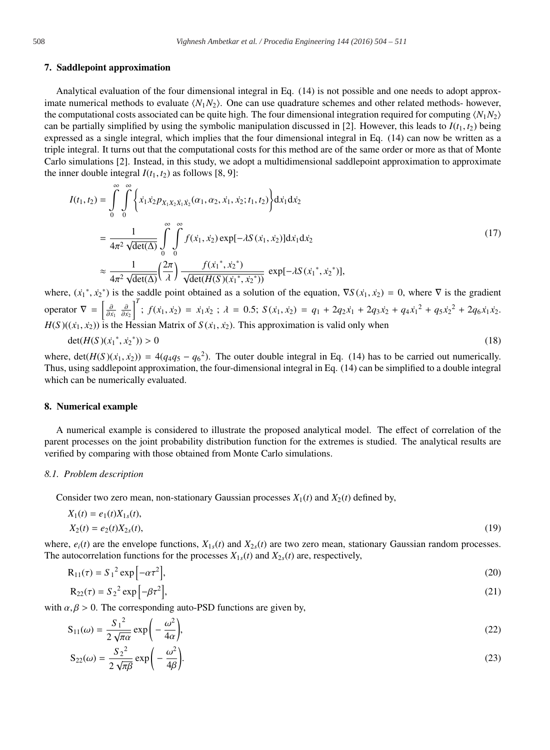## 7. Saddlepoint approximation

Analytical evaluation of the four dimensional integral in Eq. (14) is not possible and one needs to adopt approximate numerical methods to evaluate $\langle N_1 N_2 \rangle$. One can use quadrature schemes and other related methods- however, the computational costs associated can be quite high. The four dimensional integration required for computing $\langle N_1 N_2 \rangle$ can be partially simplified by using the symbolic manipulation discussed in [2]. However, this leads to $I(t_1, t_2)$ being expressed as a single integral, which implies that the four dimensional integral in Eq. (14) can now be written as a triple integral. It turns out that the computational costs for this method are of the same order or more as that of Monte Carlo simulations [2]. Instead, in this study, we adopt a multidimensional saddlepoint approximation to approximate the inner double integral $I(t_1, t_2)$ as follows [8, 9]:

$$
\begin{aligned}
I(t_1, t_2) &= \int_0^\infty \int_0^\infty \left\{ \dot{x}_1 \dot{x}_2 p_{X_1 X_2 \dot{X}_1 \dot{X}_2}(\alpha_1, \alpha_2, \dot{x}_1, \dot{x}_2; t_1, t_2) \right\} \mathrm{d}\dot{x}_1 \mathrm{d}\dot{x}_2 \\
&= \frac{1}{4\pi^2 \sqrt{\det(\Delta)}} \int_0^\infty \int_0^\infty f(\dot{x}_1, \dot{x}_2) \exp[-\lambda S(\dot{x}_1, \dot{x}_2)] \mathrm{d}\dot{x}_1 \mathrm{d}\dot{x}_2 \\
&\approx \frac{1}{4\pi^2 \sqrt{\det(\Delta)}} \left( \frac{2\pi}{\lambda} \right) \frac{f(\dot{x}_1^*, \dot{x}_2^*)}{\sqrt{\det(H(S)(\dot{x}_1^*, \dot{x}_2^*))}} \exp[-\lambda S(\dot{x}_1^*, \dot{x}_2^*)],
\end{aligned}
\tag{17}
$$

where, $(\dot{x}_1^*, \dot{x}_2^*)$ is the saddle point obtained as a solution of the equation, $\nabla S(\dot{x}_1, \dot{x}_2) = 0$, where $\nabla$ is the gradient operator $\nabla = \left[ \frac{\partial}{\partial \dot{x}_1} \ \frac{\partial}{\partial \dot{x}_2} \right]^T$; $f(\dot{x}_1, \dot{x}_2) = \dot{x}_1 \dot{x}_2$ ; $\lambda = 0.5$; $S(\dot{x}_1, \dot{x}_2) = q_1 + 2q_2\dot{x}_1 + 2q_3\dot{x}_2 + q_4\dot{x}_1^2 + q_5\dot{x}_2^2 + 2q_6\dot{x}_1\dot{x}_2$. $H(S)((\dot{x}_1, \dot{x}_2))$ is the Hessian Matrix of $S(\dot{x}_1, \dot{x}_2)$. This approximation is valid only when

$$
\det(H(S)(\dot{x}_1^*, \dot{x}_2^*)) > 0 \tag{18}
$$

where, $\det(H(S)(\dot{x}_1, \dot{x}_2)) = 4(q_4 q_5 - q_6^2)$. The outer double integral in Eq. (14) has to be carried out numerically. Thus, using saddlepoint approximation, the four-dimensional integral in Eq. (14) can be simplified to a double integral which can be numerically evaluated.

## 8. Numerical example

A numerical example is considered to illustrate the proposed analytical model. The effect of correlation of the parent processes on the joint probability distribution function for the extremes is studied. The analytical results are verified by comparing with those obtained from Monte Carlo simulations.

### 8.1. Problem description

Consider two zero mean, non-stationary Gaussian processes $X_1(t)$ and $X_2(t)$ defined by,

$$
\begin{aligned}
X_1(t) &= e_1(t) X_{1s}(t), \\
X_2(t) &= e_2(t) X_{2s}(t),
\end{aligned}
\tag{19}
$$

where, $e_i(t)$ are the envelope functions, $X_{1s}(t)$ and $X_{2s}(t)$ are two zero mean, stationary Gaussian random processes. The autocorrelation functions for the processes $X_{1s}(t)$ and $X_{2s}(t)$ are, respectively,

$$
\mathrm{R}_{11}(\tau) = S_1^2 \exp\left[ -\alpha \tau^2 \right], \tag{20}
$$

$$
\mathrm{R}_{22}(\tau) = S_2^2 \exp\left[ -\beta \tau^2 \right], \tag{21}
$$

with $\alpha, \beta > 0$. The corresponding auto-PSD functions are given by,

$$
\mathrm{S}_{11}(\omega) = \frac{S_1^2}{2\sqrt{\pi\alpha}} \exp\left( -\frac{\omega^2}{4\alpha} \right), \tag{22}
$$

$$
\mathrm{S}_{22}(\omega) = \frac{S_2^2}{2\sqrt{\pi\beta}} \exp\left( -\frac{\omega^2}{4\beta} \right). \tag{23}
$$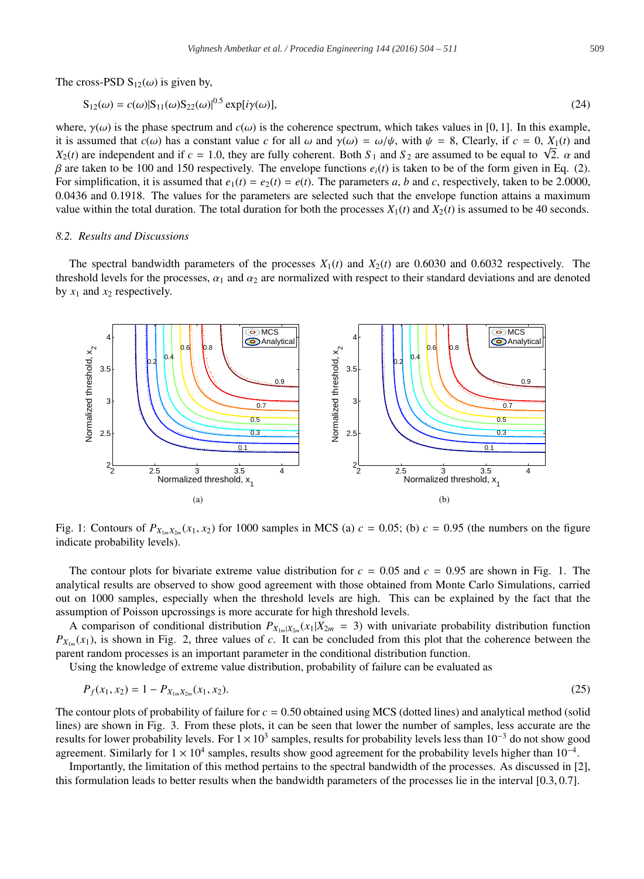The cross-PSD $S_{12}(\omega)$ is given by,

$$S_{12}(\omega) = c(\omega)|S_{11}(\omega)S_{22}(\omega)|^{0.5} \exp[i\gamma(\omega)], \tag{24}$$

where, $\gamma(\omega)$ is the phase spectrum and $c(\omega)$ is the coherence spectrum, which takes values in $[0, 1]$. In this example, it is assumed that $c(\omega)$ has a constant value $c$ for all $\omega$ and $\gamma(\omega) = \omega/\psi$, with $\psi = 8$, Clearly, if $c = 0$, $X_1(t)$ and $X_2(t)$ are independent and if $c = 1.0$, they are fully coherent. Both $S_1$ and $S_2$ are assumed to be equal to $\sqrt{2}$. $\alpha$ and $\beta$ are taken to be 100 and 150 respectively. The envelope functions $e_i(t)$ is taken to be of the form given in Eq. (2). For simplification, it is assumed that $e_1(t) = e_2(t) = e(t)$. The parameters $a$, $b$ and $c$, respectively, taken to be 2.0000, 0.0436 and 0.1918. The values for the parameters are selected such that the envelope function attains a maximum value within the total duration. The total duration for both the processes $X_1(t)$ and $X_2(t)$ is assumed to be 40 seconds.

### 8.2. Results and Discussions

The spectral bandwidth parameters of the processes $X_1(t)$ and $X_2(t)$ are 0.6030 and 0.6032 respectively. The threshold levels for the processes, $\alpha_1$ and $\alpha_2$ are normalized with respect to their standard deviations and are denoted by $x_1$ and $x_2$ respectively.

Fig. 1: Contours of $P_{X_{1m}X_{2m}}(x_1, x_2)$ for 1000 samples in MCS (a) $c = 0.05$; (b) $c = 0.95$ (the numbers on the figure indicate probability levels).

The contour plots for bivariate extreme value distribution for $c = 0.05$ and $c = 0.95$ are shown in Fig. 1. The analytical results are observed to show good agreement with those obtained from Monte Carlo Simulations, carried out on 1000 samples, especially when the threshold levels are high. This can be explained by the fact that the assumption of Poisson upcrossings is more accurate for high threshold levels.

A comparison of conditional distribution $P_{X_{1m}|X_{2m}}(x_1|X_{2m} = 3)$ with univariate probability distribution function $P_{X_{1m}}(x_1)$, is shown in Fig. 2, three values of $c$. It can be concluded from this plot that the coherence between the parent random processes is an important parameter in the conditional distribution function.

Using the knowledge of extreme value distribution, probability of failure can be evaluated as

$$P_f(x_1, x_2) = 1 - P_{X_{1m}X_{2m}}(x_1, x_2). \tag{25}$$

The contour plots of probability of failure for $c = 0.50$ obtained using MCS (dotted lines) and analytical method (solid lines) are shown in Fig. 3. From these plots, it can be seen that lower the number of samples, less accurate are the results for lower probability levels. For $1 \times 10^3$ samples, results for probability levels less than $10^{-3}$ do not show good agreement. Similarly for $1 \times 10^4$ samples, results show good agreement for the probability levels higher than $10^{-4}$.

Importantly, the limitation of this method pertains to the spectral bandwidth of the processes. As discussed in [2], this formulation leads to better results when the bandwidth parameters of the processes lie in the interval $[0.3, 0.7]$.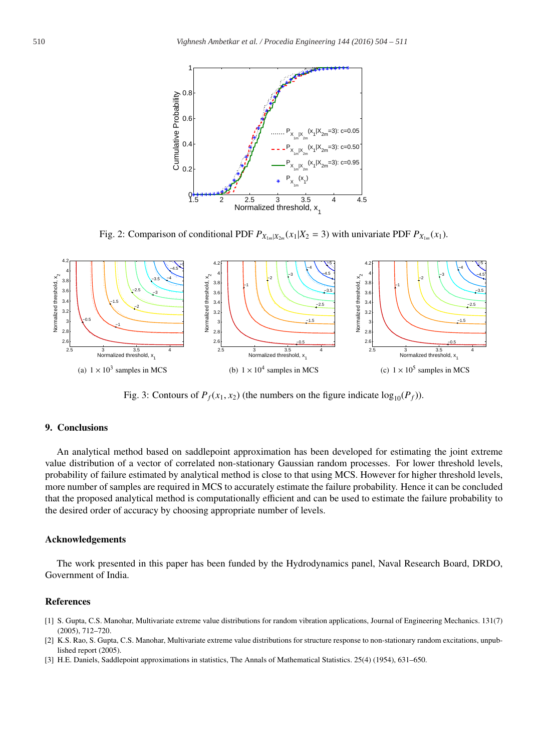Fig. 2: Comparison of conditional PDF $P_{X_{1m}|X_{2m}}(x_1|X_2 = 3)$ with univariate PDF $P_{X_{1m}}(x_1)$.

(a) $1 \times 10^3$ samples in MCS

(b) $1 \times 10^4$ samples in MCS

(c) $1 \times 10^5$ samples in MCS

Fig. 3: Contours of $P_f(x_1, x_2)$ (the numbers on the figure indicate $\log_{10}(P_f)$).

## 9. Conclusions

An analytical method based on saddlepoint approximation has been developed for estimating the joint extreme value distribution of a vector of correlated non-stationary Gaussian random processes. For lower threshold levels, probability of failure estimated by analytical method is close to that using MCS. However for higher threshold levels, more number of samples are required in MCS to accurately estimate the failure probability. Hence it can be concluded that the proposed analytical method is computationally efficient and can be used to estimate the failure probability to the desired order of accuracy by choosing appropriate number of levels.

### Acknowledgements

The work presented in this paper has been funded by the Hydrodynamics panel, Naval Research Board, DRDO, Government of India.

### References

[1] S. Gupta, C.S. Manohar, Multivariate extreme value distributions for random vibration applications, Journal of Engineering Mechanics. 131(7) (2005), 712–720.

[2] K.S. Rao, S. Gupta, C.S. Manohar, Multivariate extreme value distributions for structure response to non-stationary random excitations, unpublished report (2005).

[3] H.E. Daniels, Saddlepoint approximations in statistics, The Annals of Mathematical Statistics. 25(4) (1954), 631–650.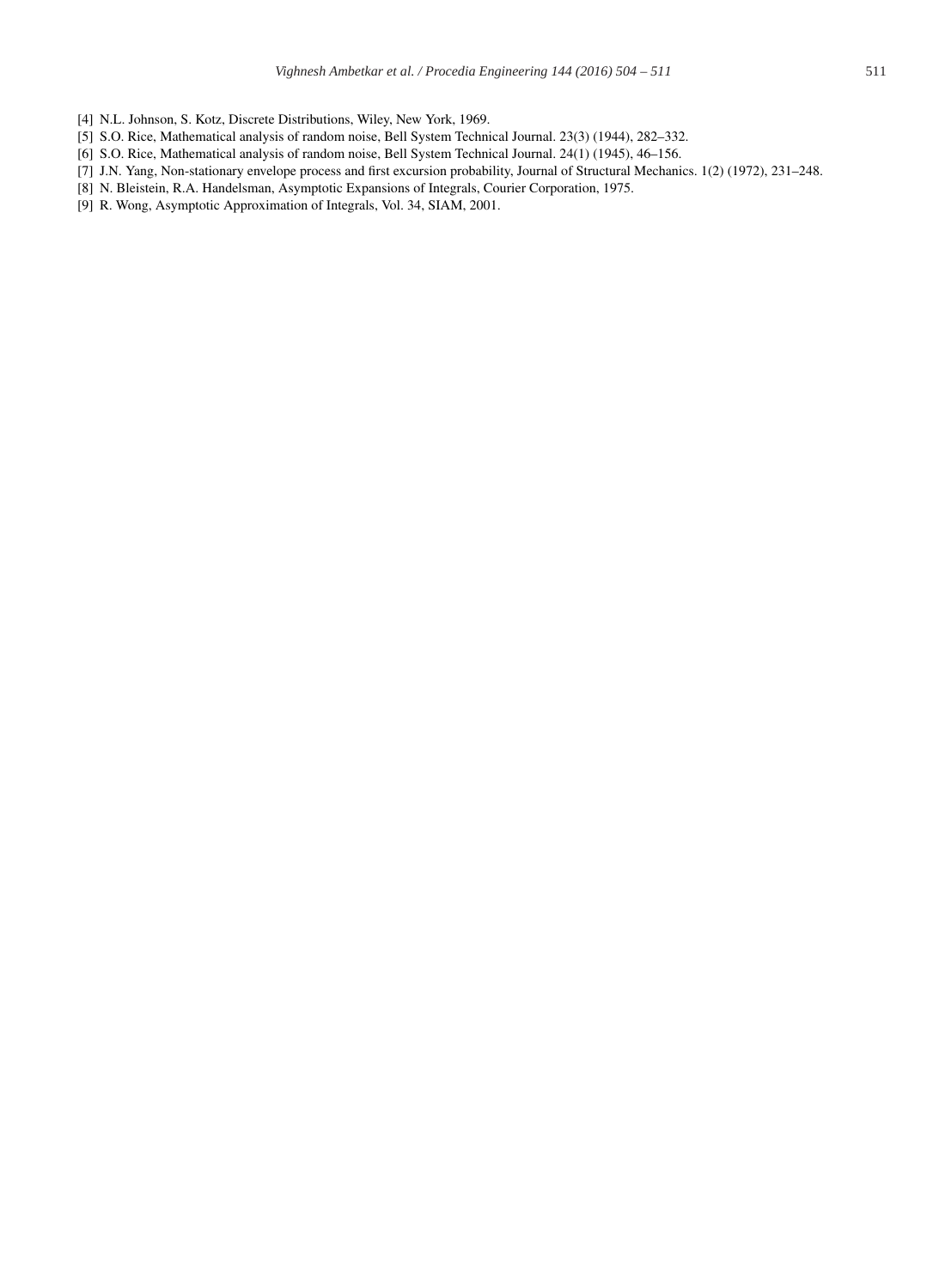[4] N.L. Johnson, S. Kotz, Discrete Distributions, Wiley, New York, 1969.

[5] S.O. Rice, Mathematical analysis of random noise, Bell System Technical Journal. 23(3) (1944), 282–332.

[6] S.O. Rice, Mathematical analysis of random noise, Bell System Technical Journal. 24(1) (1945), 46–156.

[7] J.N. Yang, Non-stationary envelope process and first excursion probability, Journal of Structural Mechanics. 1(2) (1972), 231–248.

[8] N. Bleistein, R.A. Handelsman, Asymptotic Expansions of Integrals, Courier Corporation, 1975.

[9] R. Wong, Asymptotic Approximation of Integrals, Vol. 34, SIAM, 2001.